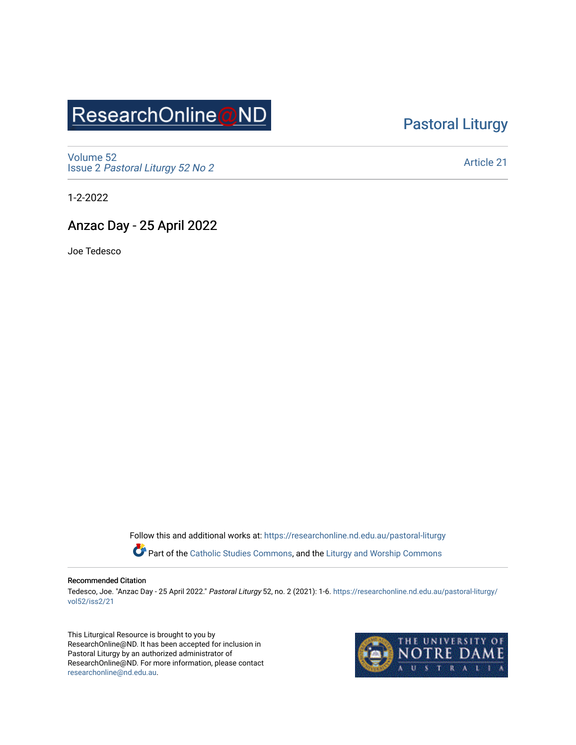ResearchOnline@ND

Pastoral Liturgy

Volume 52
Issue 2 *Pastoral Liturgy 52 No 2*

Article 21

1-2-2022

# Anzac Day - 25 April 2022

Joe Tedesco

Follow this and additional works at: https://researchonline.nd.edu.au/pastoral-liturgy

Part of the Catholic Studies Commons, and the Liturgy and Worship Commons

**Recommended Citation**

Tedesco, Joe. "Anzac Day - 25 April 2022." *Pastoral Liturgy* 52, no. 2 (2021): 1-6. https://researchonline.nd.edu.au/pastoral-liturgy/vol52/iss2/21

This Liturgical Resource is brought to you by ResearchOnline@ND. It has been accepted for inclusion in Pastoral Liturgy by an authorized administrator of ResearchOnline@ND. For more information, please contact researchonline@nd.edu.au.

THE UNIVERSITY OF NOTRE DAME AUSTRALIA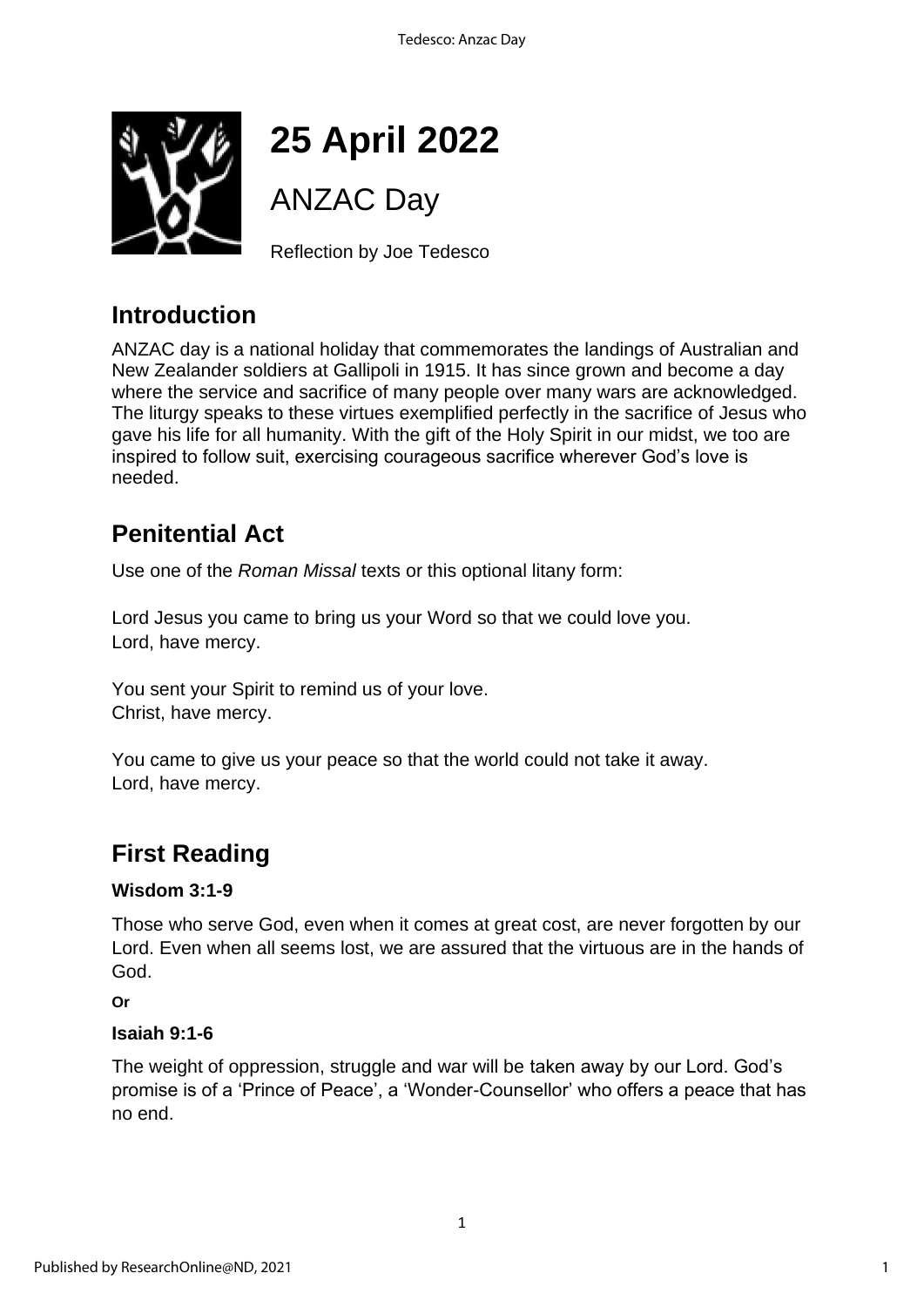# 25 April 2022

## ANZAC Day

Reflection by Joe Tedesco

## Introduction

ANZAC day is a national holiday that commemorates the landings of Australian and New Zealander soldiers at Gallipoli in 1915. It has since grown and become a day where the service and sacrifice of many people over many wars are acknowledged. The liturgy speaks to these virtues exemplified perfectly in the sacrifice of Jesus who gave his life for all humanity. With the gift of the Holy Spirit in our midst, we too are inspired to follow suit, exercising courageous sacrifice wherever God's love is needed.

## Penitential Act

Use one of the *Roman Missal* texts or this optional litany form:

Lord Jesus you came to bring us your Word so that we could love you.
Lord, have mercy.

You sent your Spirit to remind us of your love.
Christ, have mercy.

You came to give us your peace so that the world could not take it away.
Lord, have mercy.

## First Reading

**Wisdom 3:1-9**

Those who serve God, even when it comes at great cost, are never forgotten by our Lord. Even when all seems lost, we are assured that the virtuous are in the hands of God.

**Or**

**Isaiah 9:1-6**

The weight of oppression, struggle and war will be taken away by our Lord. God's promise is of a 'Prince of Peace', a 'Wonder-Counsellor' who offers a peace that has no end.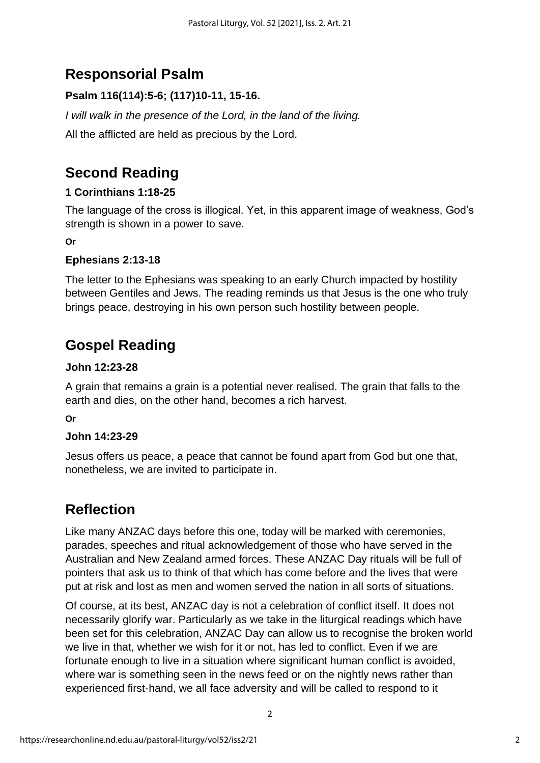## Responsorial Psalm

**Psalm 116(114):5-6; (117)10-11, 15-16.**

*I will walk in the presence of the Lord, in the land of the living.*

All the afflicted are held as precious by the Lord.

## Second Reading

**1 Corinthians 1:18-25**

The language of the cross is illogical. Yet, in this apparent image of weakness, God's strength is shown in a power to save.

**Or**

**Ephesians 2:13-18**

The letter to the Ephesians was speaking to an early Church impacted by hostility between Gentiles and Jews. The reading reminds us that Jesus is the one who truly brings peace, destroying in his own person such hostility between people.

## Gospel Reading

**John 12:23-28**

A grain that remains a grain is a potential never realised. The grain that falls to the earth and dies, on the other hand, becomes a rich harvest.

**Or**

**John 14:23-29**

Jesus offers us peace, a peace that cannot be found apart from God but one that, nonetheless, we are invited to participate in.

## Reflection

Like many ANZAC days before this one, today will be marked with ceremonies, parades, speeches and ritual acknowledgement of those who have served in the Australian and New Zealand armed forces. These ANZAC Day rituals will be full of pointers that ask us to think of that which has come before and the lives that were put at risk and lost as men and women served the nation in all sorts of situations.

Of course, at its best, ANZAC day is not a celebration of conflict itself. It does not necessarily glorify war. Particularly as we take in the liturgical readings which have been set for this celebration, ANZAC Day can allow us to recognise the broken world we live in that, whether we wish for it or not, has led to conflict. Even if we are fortunate enough to live in a situation where significant human conflict is avoided, where war is something seen in the news feed or on the nightly news rather than experienced first-hand, we all face adversity and will be called to respond to it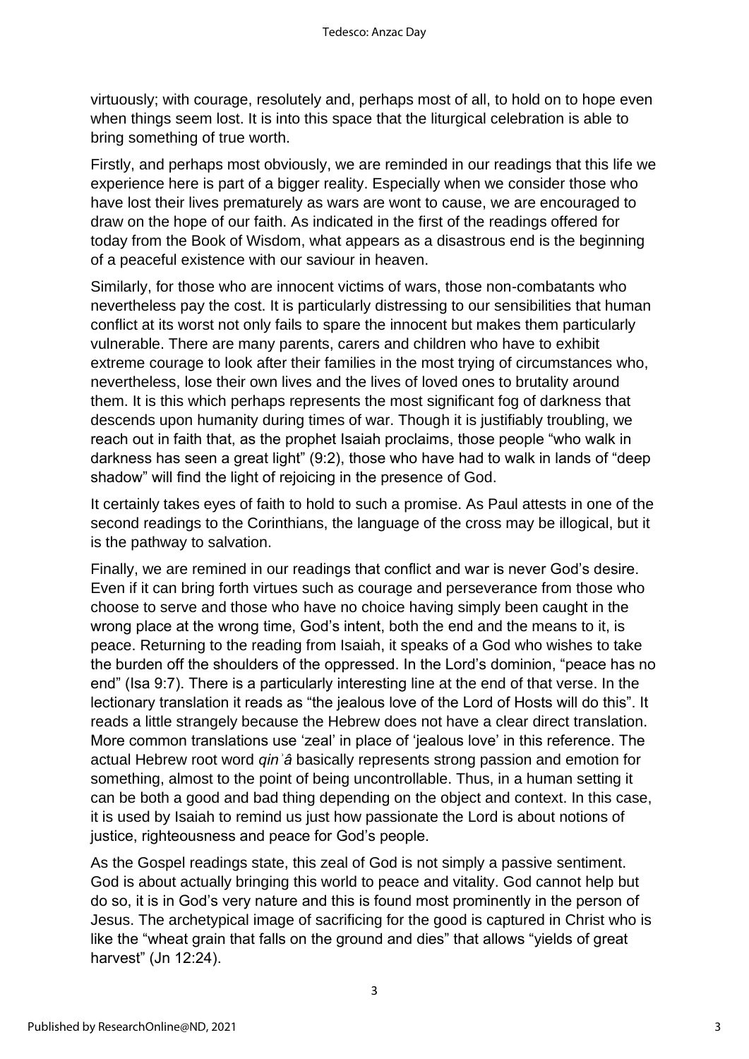virtuously; with courage, resolutely and, perhaps most of all, to hold on to hope even when things seem lost. It is into this space that the liturgical celebration is able to bring something of true worth.

Firstly, and perhaps most obviously, we are reminded in our readings that this life we experience here is part of a bigger reality. Especially when we consider those who have lost their lives prematurely as wars are wont to cause, we are encouraged to draw on the hope of our faith. As indicated in the first of the readings offered for today from the Book of Wisdom, what appears as a disastrous end is the beginning of a peaceful existence with our saviour in heaven.

Similarly, for those who are innocent victims of wars, those non-combatants who nevertheless pay the cost. It is particularly distressing to our sensibilities that human conflict at its worst not only fails to spare the innocent but makes them particularly vulnerable. There are many parents, carers and children who have to exhibit extreme courage to look after their families in the most trying of circumstances who, nevertheless, lose their own lives and the lives of loved ones to brutality around them. It is this which perhaps represents the most significant fog of darkness that descends upon humanity during times of war. Though it is justifiably troubling, we reach out in faith that, as the prophet Isaiah proclaims, those people "who walk in darkness has seen a great light" (9:2), those who have had to walk in lands of "deep shadow" will find the light of rejoicing in the presence of God.

It certainly takes eyes of faith to hold to such a promise. As Paul attests in one of the second readings to the Corinthians, the language of the cross may be illogical, but it is the pathway to salvation.

Finally, we are remined in our readings that conflict and war is never God's desire. Even if it can bring forth virtues such as courage and perseverance from those who choose to serve and those who have no choice having simply been caught in the wrong place at the wrong time, God's intent, both the end and the means to it, is peace. Returning to the reading from Isaiah, it speaks of a God who wishes to take the burden off the shoulders of the oppressed. In the Lord's dominion, "peace has no end" (Isa 9:7). There is a particularly interesting line at the end of that verse. In the lectionary translation it reads as "the jealous love of the Lord of Hosts will do this". It reads a little strangely because the Hebrew does not have a clear direct translation. More common translations use 'zeal' in place of 'jealous love' in this reference. The actual Hebrew root word *qinʾâ* basically represents strong passion and emotion for something, almost to the point of being uncontrollable. Thus, in a human setting it can be both a good and bad thing depending on the object and context. In this case, it is used by Isaiah to remind us just how passionate the Lord is about notions of justice, righteousness and peace for God's people.

As the Gospel readings state, this zeal of God is not simply a passive sentiment. God is about actually bringing this world to peace and vitality. God cannot help but do so, it is in God's very nature and this is found most prominently in the person of Jesus. The archetypical image of sacrificing for the good is captured in Christ who is like the "wheat grain that falls on the ground and dies" that allows "yields of great harvest" (Jn 12:24).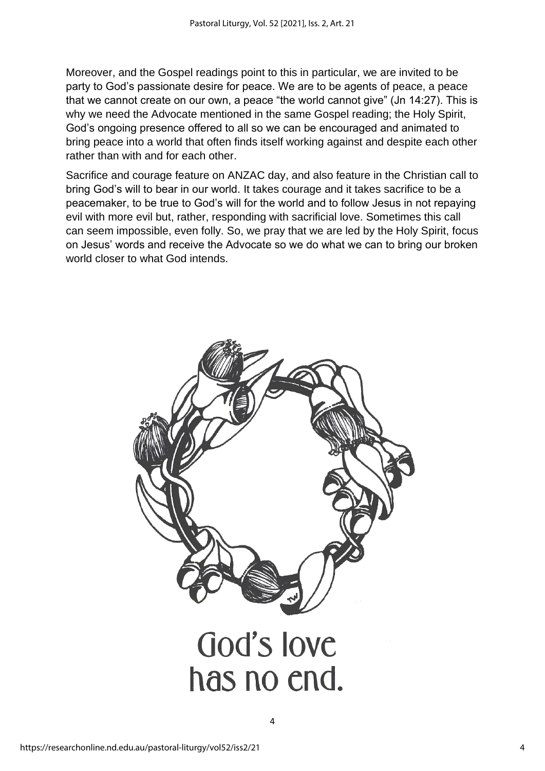Moreover, and the Gospel readings point to this in particular, we are invited to be party to God's passionate desire for peace. We are to be agents of peace, a peace that we cannot create on our own, a peace "the world cannot give" (Jn 14:27). This is why we need the Advocate mentioned in the same Gospel reading; the Holy Spirit, God's ongoing presence offered to all so we can be encouraged and animated to bring peace into a world that often finds itself working against and despite each other rather than with and for each other.

Sacrifice and courage feature on ANZAC day, and also feature in the Christian call to bring God's will to bear in our world. It takes courage and it takes sacrifice to be a peacemaker, to be true to God's will for the world and to follow Jesus in not repaying evil with more evil but, rather, responding with sacrificial love. Sometimes this call can seem impossible, even folly. So, we pray that we are led by the Holy Spirit, focus on Jesus' words and receive the Advocate so we do what we can to bring our broken world closer to what God intends.

God's love
has no end.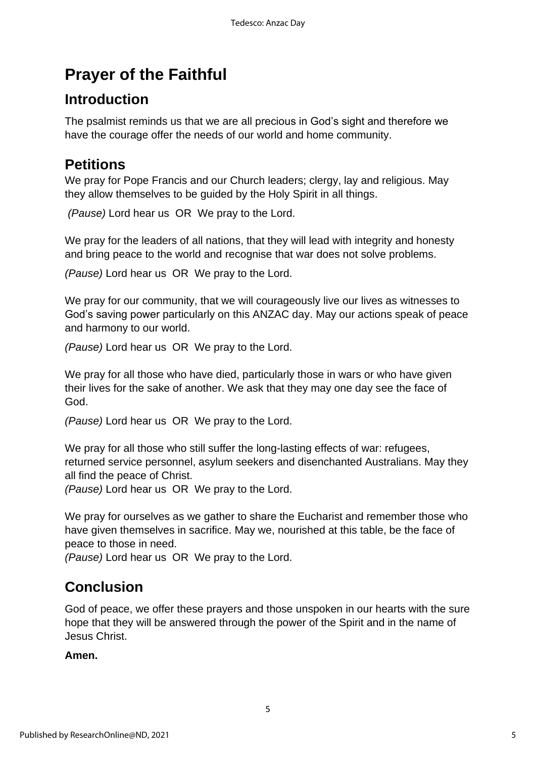# Prayer of the Faithful

## Introduction

The psalmist reminds us that we are all precious in God's sight and therefore we have the courage offer the needs of our world and home community.

## Petitions

We pray for Pope Francis and our Church leaders; clergy, lay and religious. May they allow themselves to be guided by the Holy Spirit in all things.

*(Pause)* Lord hear us OR We pray to the Lord.

We pray for the leaders of all nations, that they will lead with integrity and honesty and bring peace to the world and recognise that war does not solve problems.

*(Pause)* Lord hear us OR We pray to the Lord.

We pray for our community, that we will courageously live our lives as witnesses to God's saving power particularly on this ANZAC day. May our actions speak of peace and harmony to our world.

*(Pause)* Lord hear us OR We pray to the Lord.

We pray for all those who have died, particularly those in wars or who have given their lives for the sake of another. We ask that they may one day see the face of God.

*(Pause)* Lord hear us OR We pray to the Lord.

We pray for all those who still suffer the long-lasting effects of war: refugees, returned service personnel, asylum seekers and disenchanted Australians. May they all find the peace of Christ.
*(Pause)* Lord hear us OR We pray to the Lord.

We pray for ourselves as we gather to share the Eucharist and remember those who have given themselves in sacrifice. May we, nourished at this table, be the face of peace to those in need.
*(Pause)* Lord hear us OR We pray to the Lord.

## Conclusion

God of peace, we offer these prayers and those unspoken in our hearts with the sure hope that they will be answered through the power of the Spirit and in the name of Jesus Christ.

**Amen.**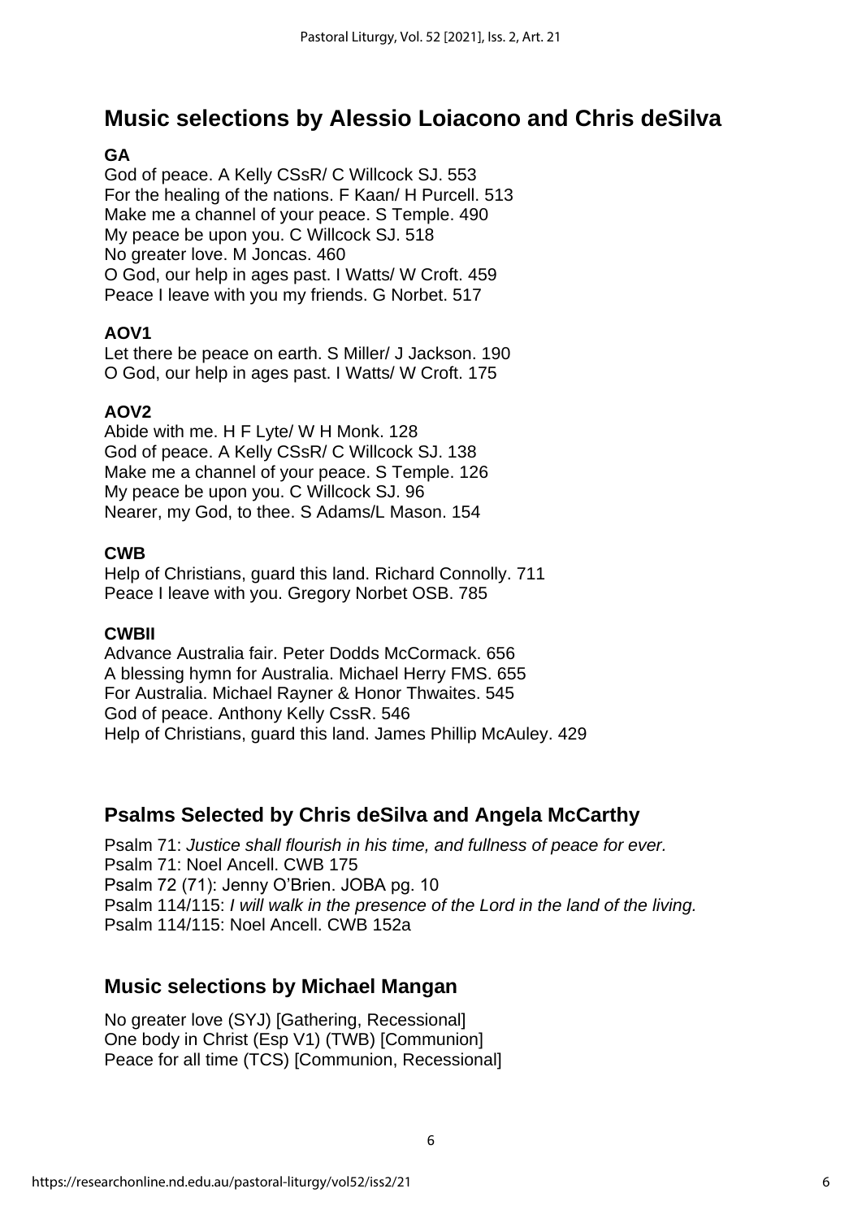## Music selections by Alessio Loiacono and Chris deSilva

**GA**
God of peace. A Kelly CSsR/ C Willcock SJ. 553
For the healing of the nations. F Kaan/ H Purcell. 513
Make me a channel of your peace. S Temple. 490
My peace be upon you. C Willcock SJ. 518
No greater love. M Joncas. 460
O God, our help in ages past. I Watts/ W Croft. 459
Peace I leave with you my friends. G Norbet. 517

**AOV1**
Let there be peace on earth. S Miller/ J Jackson. 190
O God, our help in ages past. I Watts/ W Croft. 175

**AOV2**
Abide with me. H F Lyte/ W H Monk. 128
God of peace. A Kelly CSsR/ C Willcock SJ. 138
Make me a channel of your peace. S Temple. 126
My peace be upon you. C Willcock SJ. 96
Nearer, my God, to thee. S Adams/L Mason. 154

**CWB**
Help of Christians, guard this land. Richard Connolly. 711
Peace I leave with you. Gregory Norbet OSB. 785

**CWBII**
Advance Australia fair. Peter Dodds McCormack. 656
A blessing hymn for Australia. Michael Herry FMS. 655
For Australia. Michael Rayner & Honor Thwaites. 545
God of peace. Anthony Kelly CssR. 546
Help of Christians, guard this land. James Phillip McAuley. 429

## Psalms Selected by Chris deSilva and Angela McCarthy

Psalm 71: *Justice shall flourish in his time, and fullness of peace for ever.*
Psalm 71: Noel Ancell. CWB 175
Psalm 72 (71): Jenny O'Brien. JOBA pg. 10
Psalm 114/115: *I will walk in the presence of the Lord in the land of the living.*
Psalm 114/115: Noel Ancell. CWB 152a

## Music selections by Michael Mangan

No greater love (SYJ) [Gathering, Recessional]
One body in Christ (Esp V1) (TWB) [Communion]
Peace for all time (TCS) [Communion, Recessional]